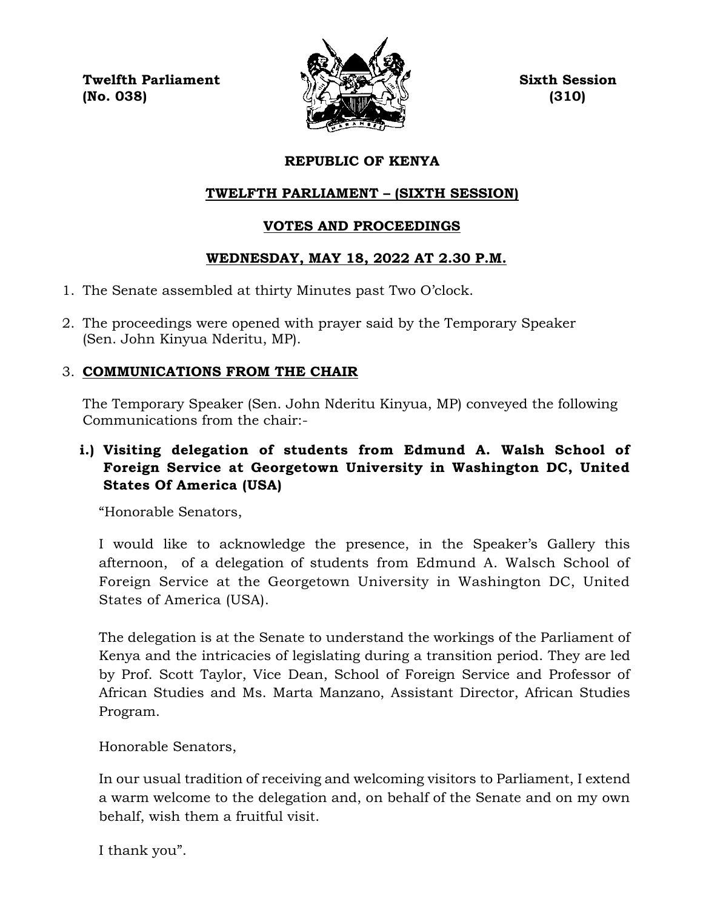**Twelfth Parliament** **Sixth Session**
**(No. 038)** **(310)**

## REPUBLIC OF KENYA

## TWELFTH PARLIAMENT – (SIXTH SESSION)

## VOTES AND PROCEEDINGS

## WEDNESDAY, MAY 18, 2022 AT 2.30 P.M.

1. The Senate assembled at thirty Minutes past Two O'clock.

2. The proceedings were opened with prayer said by the Temporary Speaker (Sen. John Kinyua Nderitu, MP).

3. **COMMUNICATIONS FROM THE CHAIR**

   The Temporary Speaker (Sen. John Nderitu Kinyua, MP) conveyed the following Communications from the chair:-

   **i.) Visiting delegation of students from Edmund A. Walsh School of Foreign Service at Georgetown University in Washington DC, United States Of America (USA)**

   "Honorable Senators,

   I would like to acknowledge the presence, in the Speaker's Gallery this afternoon, of a delegation of students from Edmund A. Walsch School of Foreign Service at the Georgetown University in Washington DC, United States of America (USA).

   The delegation is at the Senate to understand the workings of the Parliament of Kenya and the intricacies of legislating during a transition period. They are led by Prof. Scott Taylor, Vice Dean, School of Foreign Service and Professor of African Studies and Ms. Marta Manzano, Assistant Director, African Studies Program.

   Honorable Senators,

   In our usual tradition of receiving and welcoming visitors to Parliament, I extend a warm welcome to the delegation and, on behalf of the Senate and on my own behalf, wish them a fruitful visit.

   I thank you".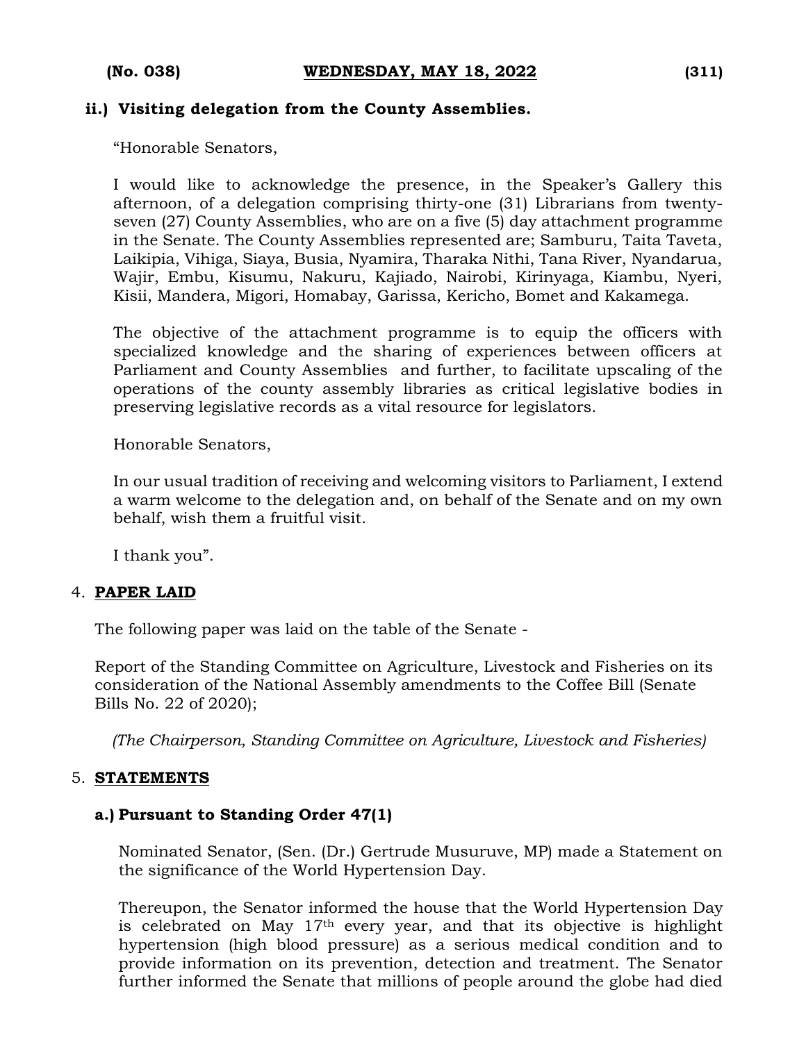**ii.) Visiting delegation from the County Assemblies.**

"Honorable Senators,

I would like to acknowledge the presence, in the Speaker's Gallery this afternoon, of a delegation comprising thirty-one (31) Librarians from twenty-seven (27) County Assemblies, who are on a five (5) day attachment programme in the Senate. The County Assemblies represented are; Samburu, Taita Taveta, Laikipia, Vihiga, Siaya, Busia, Nyamira, Tharaka Nithi, Tana River, Nyandarua, Wajir, Embu, Kisumu, Nakuru, Kajiado, Nairobi, Kirinyaga, Kiambu, Nyeri, Kisii, Mandera, Migori, Homabay, Garissa, Kericho, Bomet and Kakamega.

The objective of the attachment programme is to equip the officers with specialized knowledge and the sharing of experiences between officers at Parliament and County Assemblies and further, to facilitate upscaling of the operations of the county assembly libraries as critical legislative bodies in preserving legislative records as a vital resource for legislators.

Honorable Senators,

In our usual tradition of receiving and welcoming visitors to Parliament, I extend a warm welcome to the delegation and, on behalf of the Senate and on my own behalf, wish them a fruitful visit.

I thank you".

4. **PAPER LAID**

The following paper was laid on the table of the Senate -

Report of the Standing Committee on Agriculture, Livestock and Fisheries on its consideration of the National Assembly amendments to the Coffee Bill (Senate Bills No. 22 of 2020);

*(The Chairperson, Standing Committee on Agriculture, Livestock and Fisheries)*

5. **STATEMENTS**

**a.) Pursuant to Standing Order 47(1)**

Nominated Senator, (Sen. (Dr.) Gertrude Musuruve, MP) made a Statement on the significance of the World Hypertension Day.

Thereupon, the Senator informed the house that the World Hypertension Day is celebrated on May 17th every year, and that its objective is highlight hypertension (high blood pressure) as a serious medical condition and to provide information on its prevention, detection and treatment. The Senator further informed the Senate that millions of people around the globe had died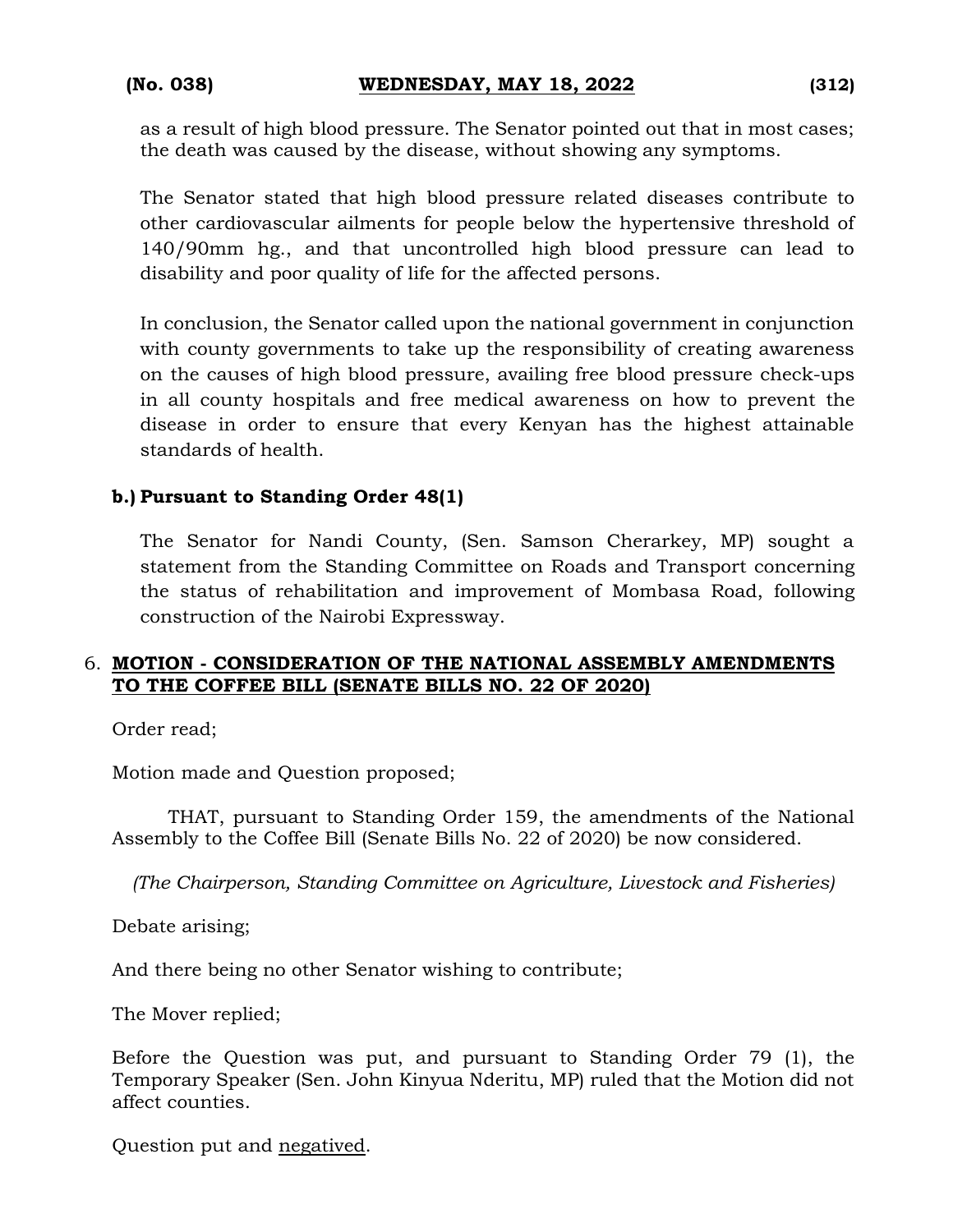as a result of high blood pressure. The Senator pointed out that in most cases; the death was caused by the disease, without showing any symptoms.

The Senator stated that high blood pressure related diseases contribute to other cardiovascular ailments for people below the hypertensive threshold of 140/90mm hg., and that uncontrolled high blood pressure can lead to disability and poor quality of life for the affected persons.

In conclusion, the Senator called upon the national government in conjunction with county governments to take up the responsibility of creating awareness on the causes of high blood pressure, availing free blood pressure check-ups in all county hospitals and free medical awareness on how to prevent the disease in order to ensure that every Kenyan has the highest attainable standards of health.

**b.) Pursuant to Standing Order 48(1)**

The Senator for Nandi County, (Sen. Samson Cherarkey, MP) sought a statement from the Standing Committee on Roads and Transport concerning the status of rehabilitation and improvement of Mombasa Road, following construction of the Nairobi Expressway.

6. **MOTION - CONSIDERATION OF THE NATIONAL ASSEMBLY AMENDMENTS TO THE COFFEE BILL (SENATE BILLS NO. 22 OF 2020)**

Order read;

Motion made and Question proposed;

THAT, pursuant to Standing Order 159, the amendments of the National Assembly to the Coffee Bill (Senate Bills No. 22 of 2020) be now considered.

*(The Chairperson, Standing Committee on Agriculture, Livestock and Fisheries)*

Debate arising;

And there being no other Senator wishing to contribute;

The Mover replied;

Before the Question was put, and pursuant to Standing Order 79 (1), the Temporary Speaker (Sen. John Kinyua Nderitu, MP) ruled that the Motion did not affect counties.

Question put and negatived.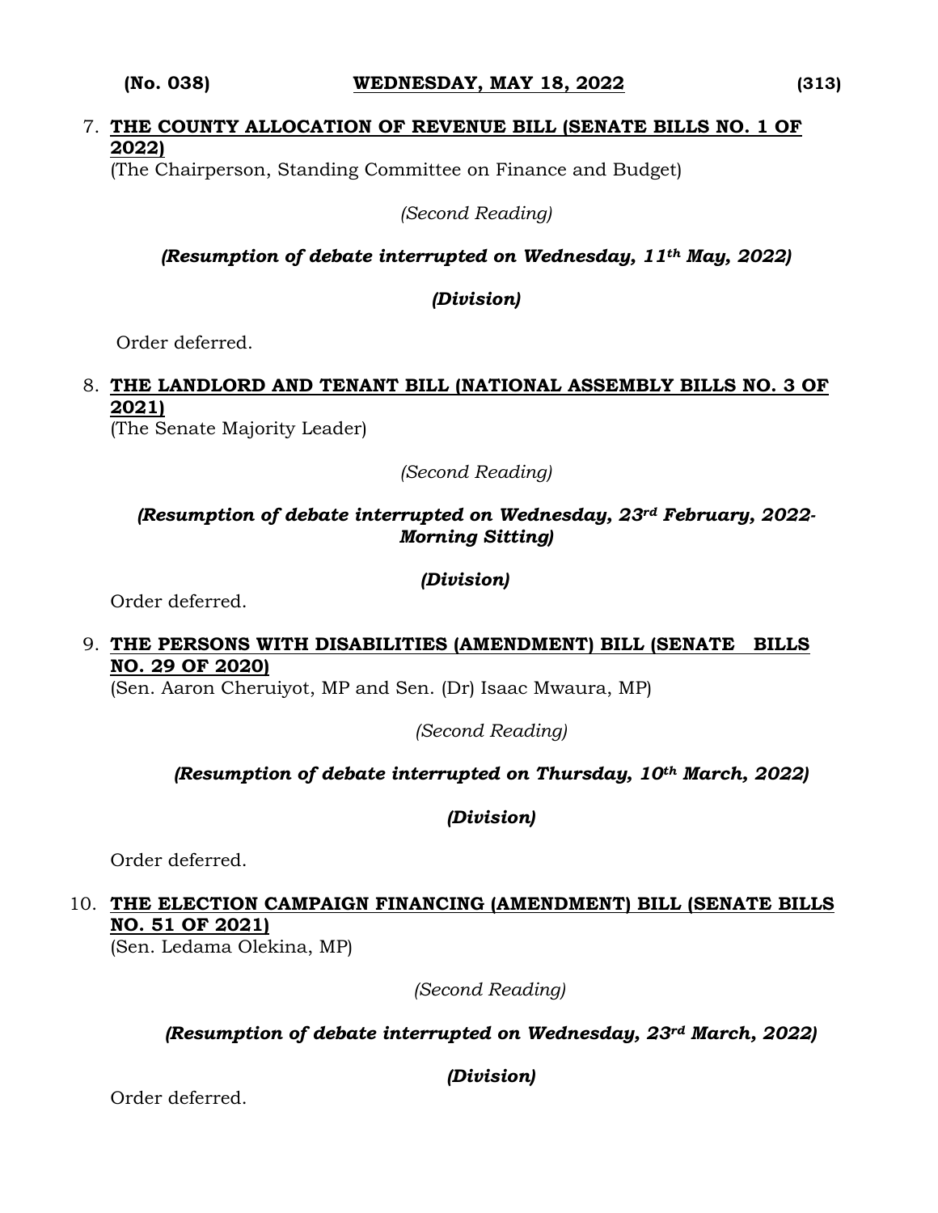7. **THE COUNTY ALLOCATION OF REVENUE BILL (SENATE BILLS NO. 1 OF 2022)**
(The Chairperson, Standing Committee on Finance and Budget)

*(Second Reading)*

***(Resumption of debate interrupted on Wednesday, 11th May, 2022)***

***(Division)***

Order deferred.

8. **THE LANDLORD AND TENANT BILL (NATIONAL ASSEMBLY BILLS NO. 3 OF 2021)**
(The Senate Majority Leader)

*(Second Reading)*

***(Resumption of debate interrupted on Wednesday, 23rd February, 2022- Morning Sitting)***

***(Division)***

Order deferred.

9. **THE PERSONS WITH DISABILITIES (AMENDMENT) BILL (SENATE BILLS NO. 29 OF 2020)**
(Sen. Aaron Cheruiyot, MP and Sen. (Dr) Isaac Mwaura, MP)

*(Second Reading)*

***(Resumption of debate interrupted on Thursday, 10th March, 2022)***

***(Division)***

Order deferred.

10. **THE ELECTION CAMPAIGN FINANCING (AMENDMENT) BILL (SENATE BILLS NO. 51 OF 2021)**
(Sen. Ledama Olekina, MP)

*(Second Reading)*

***(Resumption of debate interrupted on Wednesday, 23rd March, 2022)***

***(Division)***

Order deferred.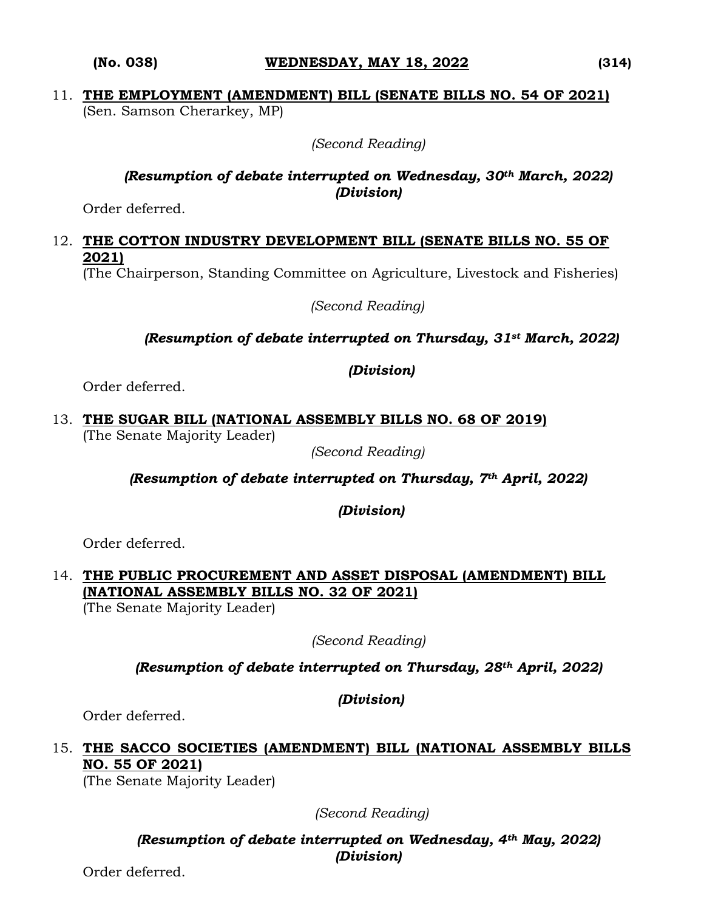11. **THE EMPLOYMENT (AMENDMENT) BILL (SENATE BILLS NO. 54 OF 2021)**
(Sen. Samson Cherarkey, MP)

*(Second Reading)*

***(Resumption of debate interrupted on Wednesday, 30th March, 2022)***
***(Division)***

Order deferred.

12. **THE COTTON INDUSTRY DEVELOPMENT BILL (SENATE BILLS NO. 55 OF 2021)**
(The Chairperson, Standing Committee on Agriculture, Livestock and Fisheries)

*(Second Reading)*

***(Resumption of debate interrupted on Thursday, 31st March, 2022)***

***(Division)***

Order deferred.

13. **THE SUGAR BILL (NATIONAL ASSEMBLY BILLS NO. 68 OF 2019)**
(The Senate Majority Leader)

*(Second Reading)*

***(Resumption of debate interrupted on Thursday, 7th April, 2022)***

***(Division)***

Order deferred.

14. **THE PUBLIC PROCUREMENT AND ASSET DISPOSAL (AMENDMENT) BILL (NATIONAL ASSEMBLY BILLS NO. 32 OF 2021)**
(The Senate Majority Leader)

*(Second Reading)*

***(Resumption of debate interrupted on Thursday, 28th April, 2022)***

***(Division)***

Order deferred.

15. **THE SACCO SOCIETIES (AMENDMENT) BILL (NATIONAL ASSEMBLY BILLS NO. 55 OF 2021)**
(The Senate Majority Leader)

*(Second Reading)*

***(Resumption of debate interrupted on Wednesday, 4th May, 2022)***
***(Division)***

Order deferred.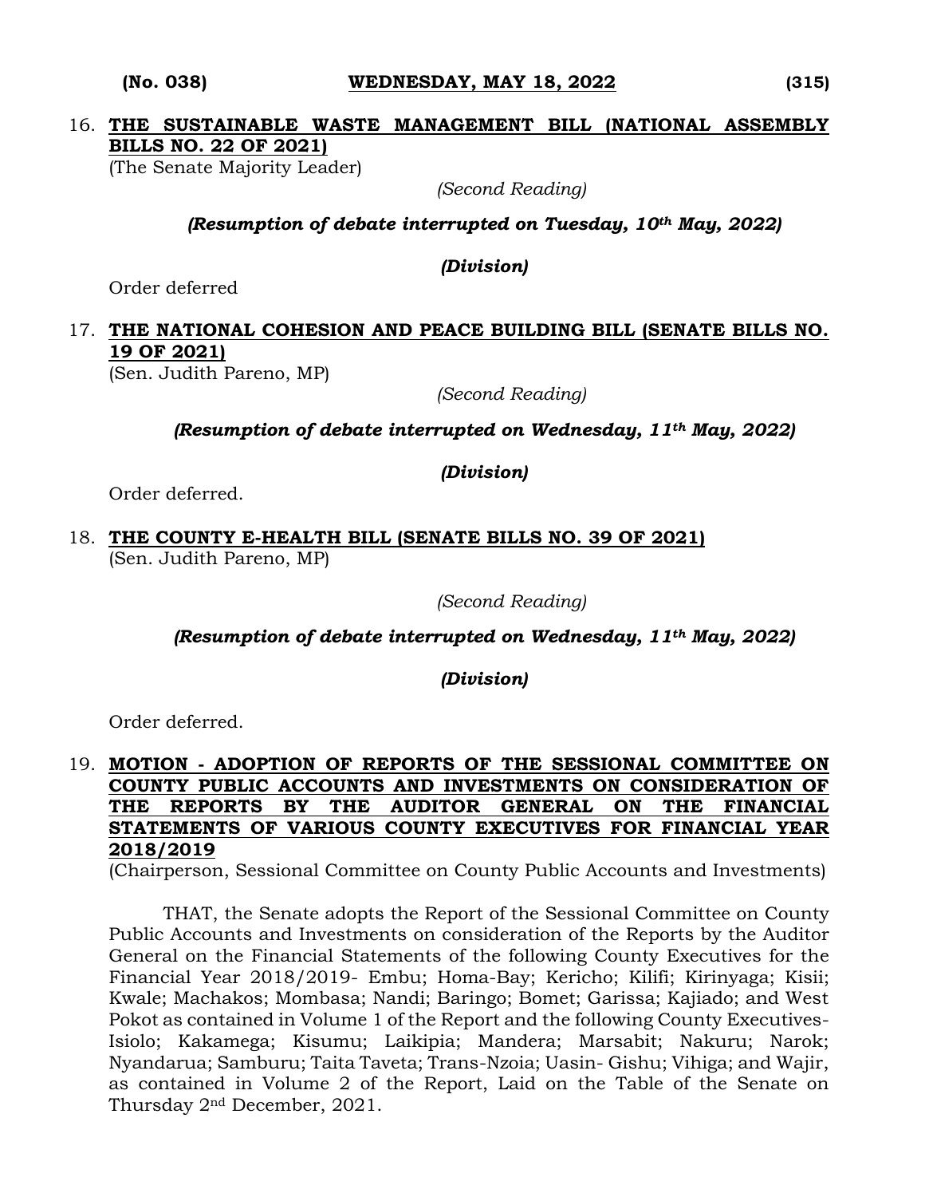16. **THE SUSTAINABLE WASTE MANAGEMENT BILL (NATIONAL ASSEMBLY BILLS NO. 22 OF 2021)**
(The Senate Majority Leader)

*(Second Reading)*

***(Resumption of debate interrupted on Tuesday, 10th May, 2022)***

***(Division)***

Order deferred

17. **THE NATIONAL COHESION AND PEACE BUILDING BILL (SENATE BILLS NO. 19 OF 2021)**
(Sen. Judith Pareno, MP)

*(Second Reading)*

***(Resumption of debate interrupted on Wednesday, 11th May, 2022)***

***(Division)***

Order deferred.

18. **THE COUNTY E-HEALTH BILL (SENATE BILLS NO. 39 OF 2021)**
(Sen. Judith Pareno, MP)

*(Second Reading)*

***(Resumption of debate interrupted on Wednesday, 11th May, 2022)***

***(Division)***

Order deferred.

19. **MOTION - ADOPTION OF REPORTS OF THE SESSIONAL COMMITTEE ON COUNTY PUBLIC ACCOUNTS AND INVESTMENTS ON CONSIDERATION OF THE REPORTS BY THE AUDITOR GENERAL ON THE FINANCIAL STATEMENTS OF VARIOUS COUNTY EXECUTIVES FOR FINANCIAL YEAR 2018/2019**
(Chairperson, Sessional Committee on County Public Accounts and Investments)

THAT, the Senate adopts the Report of the Sessional Committee on County Public Accounts and Investments on consideration of the Reports by the Auditor General on the Financial Statements of the following County Executives for the Financial Year 2018/2019- Embu; Homa-Bay; Kericho; Kilifi; Kirinyaga; Kisii; Kwale; Machakos; Mombasa; Nandi; Baringo; Bomet; Garissa; Kajiado; and West Pokot as contained in Volume 1 of the Report and the following County Executives- Isiolo; Kakamega; Kisumu; Laikipia; Mandera; Marsabit; Nakuru; Narok; Nyandarua; Samburu; Taita Taveta; Trans-Nzoia; Uasin- Gishu; Vihiga; and Wajir, as contained in Volume 2 of the Report, Laid on the Table of the Senate on Thursday 2nd December, 2021.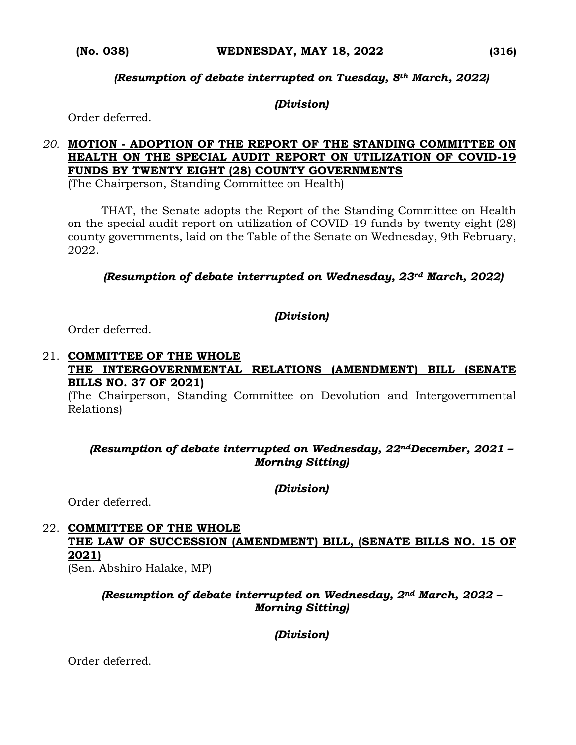*(Resumption of debate interrupted on Tuesday, 8th March, 2022)*

*(Division)*

Order deferred.

20. **MOTION - ADOPTION OF THE REPORT OF THE STANDING COMMITTEE ON HEALTH ON THE SPECIAL AUDIT REPORT ON UTILIZATION OF COVID-19 FUNDS BY TWENTY EIGHT (28) COUNTY GOVERNMENTS**
(The Chairperson, Standing Committee on Health)

THAT, the Senate adopts the Report of the Standing Committee on Health on the special audit report on utilization of COVID-19 funds by twenty eight (28) county governments, laid on the Table of the Senate on Wednesday, 9th February, 2022.

*(Resumption of debate interrupted on Wednesday, 23rd March, 2022)*

*(Division)*

Order deferred.

21. **COMMITTEE OF THE WHOLE**
**THE INTERGOVERNMENTAL RELATIONS (AMENDMENT) BILL (SENATE BILLS NO. 37 OF 2021)**
(The Chairperson, Standing Committee on Devolution and Intergovernmental Relations)

*(Resumption of debate interrupted on Wednesday, 22nd December, 2021 – Morning Sitting)*

*(Division)*

Order deferred.

22. **COMMITTEE OF THE WHOLE**
**THE LAW OF SUCCESSION (AMENDMENT) BILL, (SENATE BILLS NO. 15 OF 2021)**
(Sen. Abshiro Halake, MP)

*(Resumption of debate interrupted on Wednesday, 2nd March, 2022 – Morning Sitting)*

*(Division)*

Order deferred.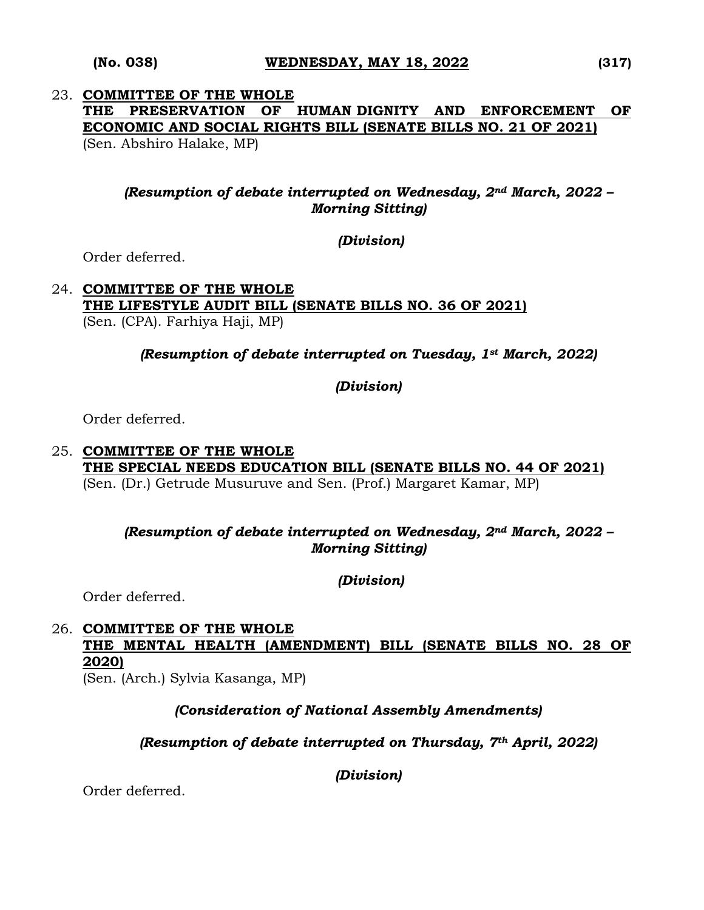23. **COMMITTEE OF THE WHOLE**
**THE PRESERVATION OF HUMAN DIGNITY AND ENFORCEMENT OF ECONOMIC AND SOCIAL RIGHTS BILL (SENATE BILLS NO. 21 OF 2021)**
(Sen. Abshiro Halake, MP)

*(Resumption of debate interrupted on Wednesday, 2nd March, 2022 – Morning Sitting)*

*(Division)*

Order deferred.

24. **COMMITTEE OF THE WHOLE**
**THE LIFESTYLE AUDIT BILL (SENATE BILLS NO. 36 OF 2021)**
(Sen. (CPA). Farhiya Haji, MP)

*(Resumption of debate interrupted on Tuesday, 1st March, 2022)*

*(Division)*

Order deferred.

25. **COMMITTEE OF THE WHOLE**
**THE SPECIAL NEEDS EDUCATION BILL (SENATE BILLS NO. 44 OF 2021)**
(Sen. (Dr.) Getrude Musuruve and Sen. (Prof.) Margaret Kamar, MP)

*(Resumption of debate interrupted on Wednesday, 2nd March, 2022 – Morning Sitting)*

*(Division)*

Order deferred.

26. **COMMITTEE OF THE WHOLE**
**THE MENTAL HEALTH (AMENDMENT) BILL (SENATE BILLS NO. 28 OF 2020)**
(Sen. (Arch.) Sylvia Kasanga, MP)

*(Consideration of National Assembly Amendments)*

*(Resumption of debate interrupted on Thursday, 7th April, 2022)*

*(Division)*

Order deferred.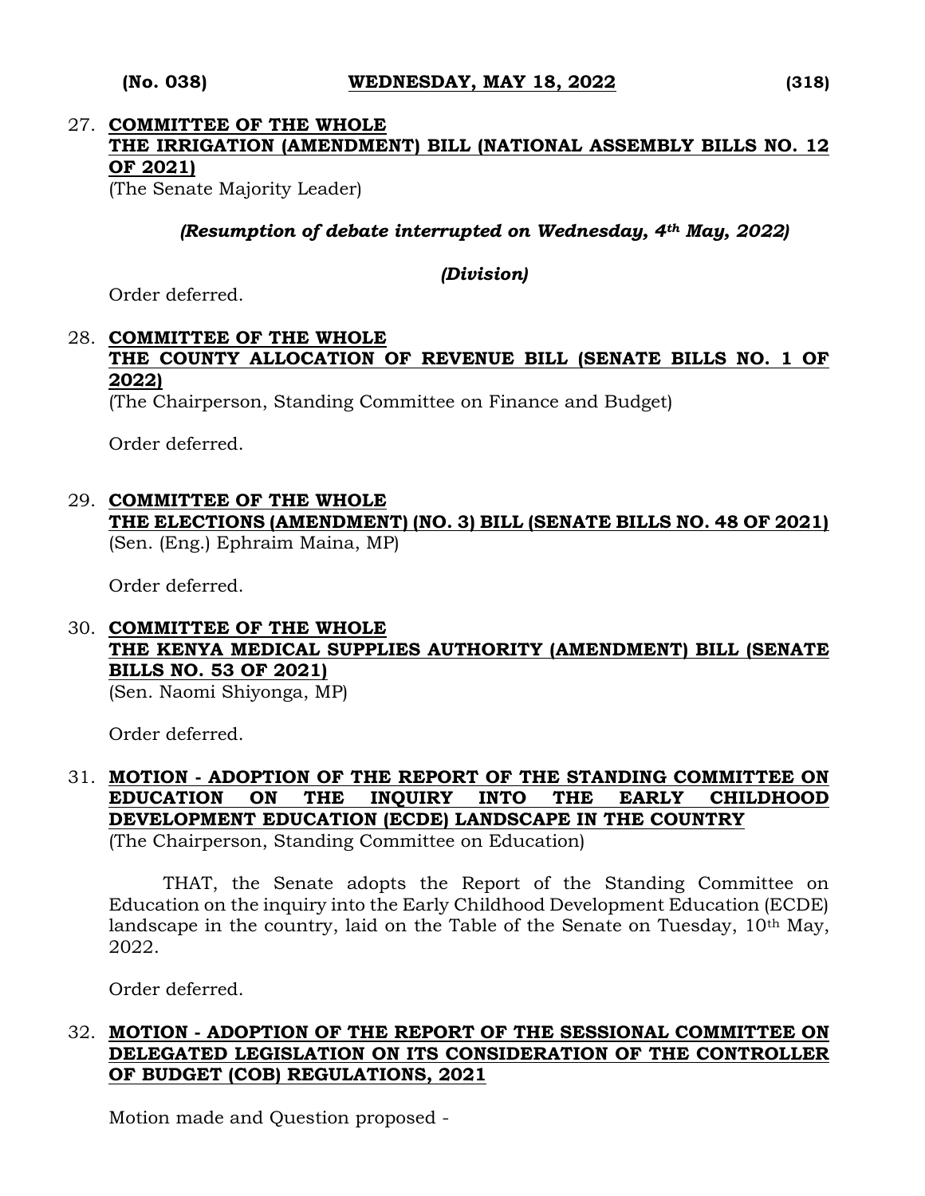27. **COMMITTEE OF THE WHOLE**
**THE IRRIGATION (AMENDMENT) BILL (NATIONAL ASSEMBLY BILLS NO. 12 OF 2021)**
(The Senate Majority Leader)

*(Resumption of debate interrupted on Wednesday, 4th May, 2022)*

*(Division)*

Order deferred.

28. **COMMITTEE OF THE WHOLE**
**THE COUNTY ALLOCATION OF REVENUE BILL (SENATE BILLS NO. 1 OF 2022)**
(The Chairperson, Standing Committee on Finance and Budget)

Order deferred.

29. **COMMITTEE OF THE WHOLE**
**THE ELECTIONS (AMENDMENT) (NO. 3) BILL (SENATE BILLS NO. 48 OF 2021)**
(Sen. (Eng.) Ephraim Maina, MP)

Order deferred.

30. **COMMITTEE OF THE WHOLE**
**THE KENYA MEDICAL SUPPLIES AUTHORITY (AMENDMENT) BILL (SENATE BILLS NO. 53 OF 2021)**
(Sen. Naomi Shiyonga, MP)

Order deferred.

31. **MOTION - ADOPTION OF THE REPORT OF THE STANDING COMMITTEE ON EDUCATION ON THE INQUIRY INTO THE EARLY CHILDHOOD DEVELOPMENT EDUCATION (ECDE) LANDSCAPE IN THE COUNTRY**
(The Chairperson, Standing Committee on Education)

THAT, the Senate adopts the Report of the Standing Committee on Education on the inquiry into the Early Childhood Development Education (ECDE) landscape in the country, laid on the Table of the Senate on Tuesday, 10th May, 2022.

Order deferred.

32. **MOTION - ADOPTION OF THE REPORT OF THE SESSIONAL COMMITTEE ON DELEGATED LEGISLATION ON ITS CONSIDERATION OF THE CONTROLLER OF BUDGET (COB) REGULATIONS, 2021**

Motion made and Question proposed -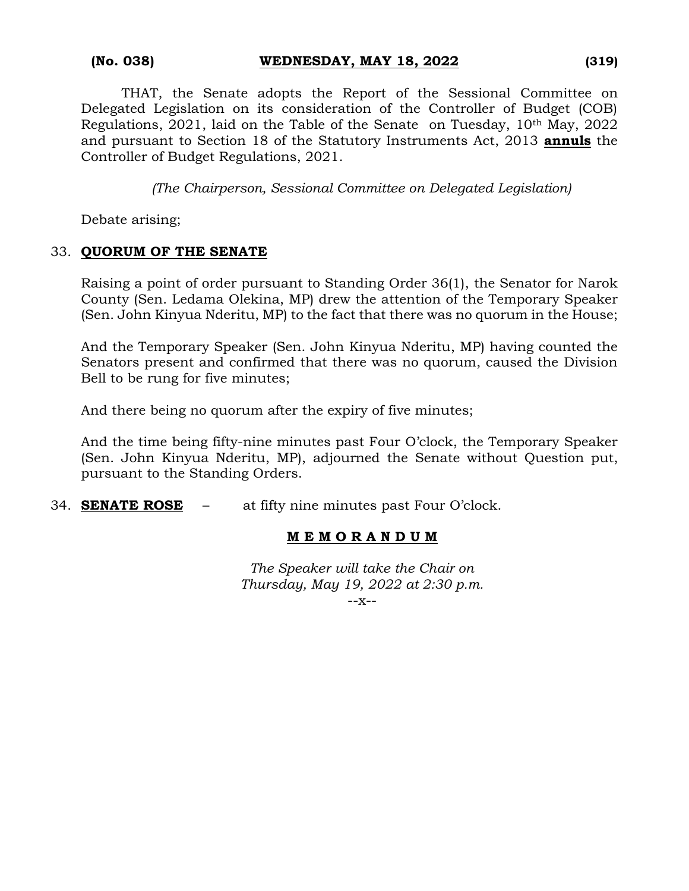THAT, the Senate adopts the Report of the Sessional Committee on Delegated Legislation on its consideration of the Controller of Budget (COB) Regulations, 2021, laid on the Table of the Senate on Tuesday, 10th May, 2022 and pursuant to Section 18 of the Statutory Instruments Act, 2013 **annuls** the Controller of Budget Regulations, 2021.

*(The Chairperson, Sessional Committee on Delegated Legislation)*

Debate arising;

33. **QUORUM OF THE SENATE**

Raising a point of order pursuant to Standing Order 36(1), the Senator for Narok County (Sen. Ledama Olekina, MP) drew the attention of the Temporary Speaker (Sen. John Kinyua Nderitu, MP) to the fact that there was no quorum in the House;

And the Temporary Speaker (Sen. John Kinyua Nderitu, MP) having counted the Senators present and confirmed that there was no quorum, caused the Division Bell to be rung for five minutes;

And there being no quorum after the expiry of five minutes;

And the time being fifty-nine minutes past Four O'clock, the Temporary Speaker (Sen. John Kinyua Nderitu, MP), adjourned the Senate without Question put, pursuant to the Standing Orders.

34. **SENATE ROSE** – at fifty nine minutes past Four O'clock.

**M E M O R A N D U M**

*The Speaker will take the Chair on Thursday, May 19, 2022 at 2:30 p.m.*

--x--